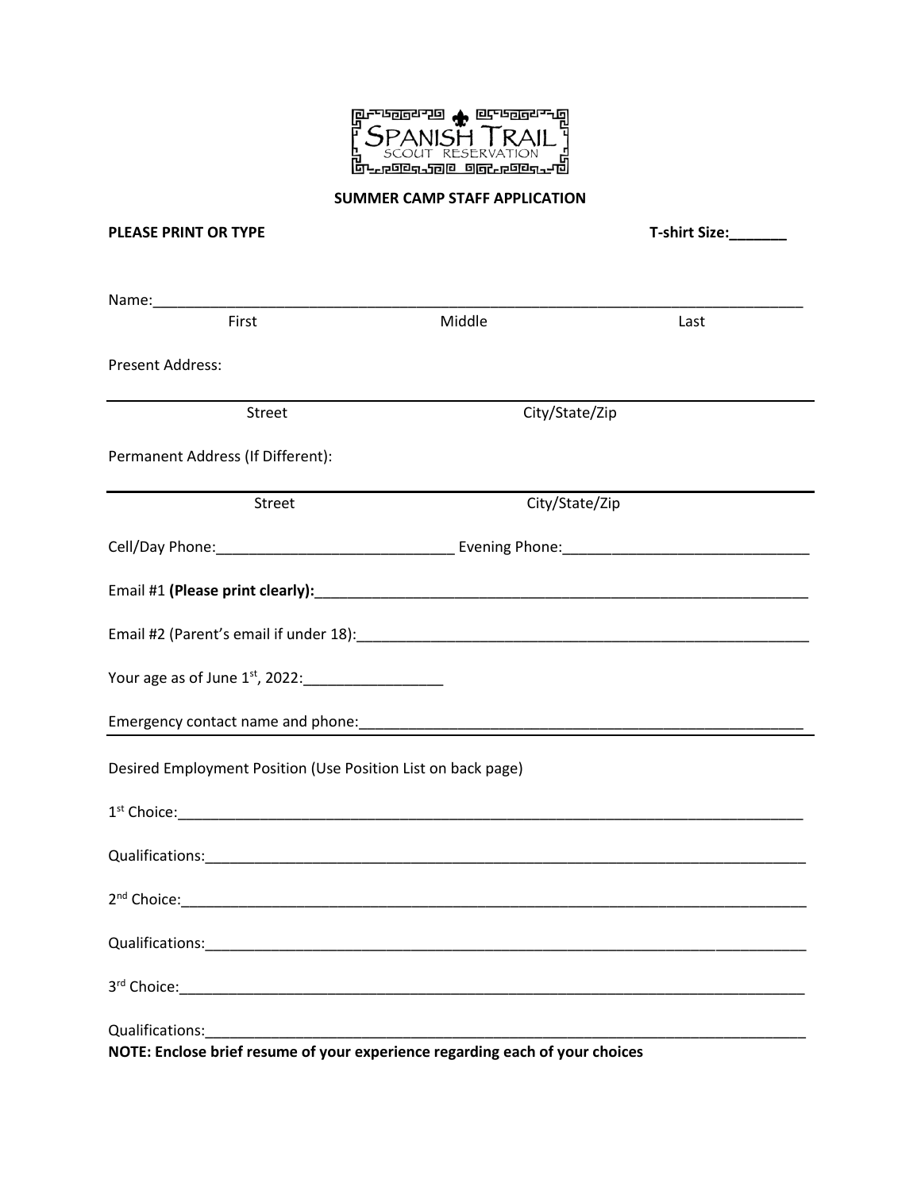SPANISH TRAIL
SCOUT RESERVATION

## SUMMER CAMP STAFF APPLICATION

**PLEASE PRINT OR TYPE** **T-shirt Size:_______**

Name:_______________________________________________________________________________
First Middle Last

Present Address:

_______________________________________________________________________________
Street City/State/Zip

Permanent Address (If Different):

_______________________________________________________________________________
Street City/State/Zip

Cell/Day Phone:_____________________________ Evening Phone:______________________________

Email #1 **(Please print clearly):**_______________________________________________________________

Email #2 (Parent's email if under 18):_________________________________________________________

Your age as of June 1st, 2022:_________________

Emergency contact name and phone:_______________________________________________________

Desired Employment Position (Use Position List on back page)

1st Choice:_____________________________________________________________________________

Qualifications:__________________________________________________________________________

2nd Choice:____________________________________________________________________________

Qualifications:__________________________________________________________________________

3rd Choice:_____________________________________________________________________________

Qualifications:__________________________________________________________________________

**NOTE: Enclose brief resume of your experience regarding each of your choices**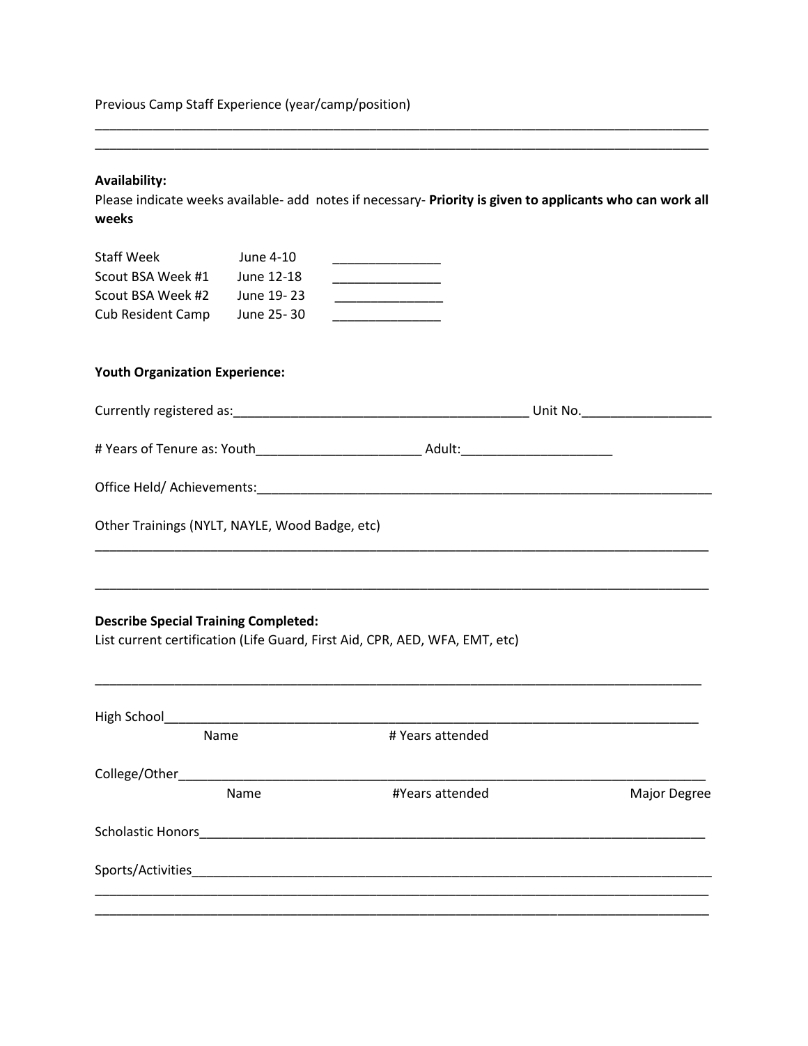Previous Camp Staff Experience (year/camp/position)

_____________________________________________________________________________________
_____________________________________________________________________________________

**Availability:**

Please indicate weeks available- add notes if necessary- **Priority is given to applicants who can work all weeks**

| | | |
|---|---|---|
| Staff Week | June 4-10 | _______________ |
| Scout BSA Week #1 | June 12-18 | _______________ |
| Scout BSA Week #2 | June 19- 23 | _______________ |
| Cub Resident Camp | June 25- 30 | _______________ |

**Youth Organization Experience:**

Currently registered as:_________________________________________ Unit No.__________________

# Years of Tenure as: Youth______________________ Adult:_____________________

Office Held/ Achievements:_________________________________________________________________

Other Trainings (NYLT, NAYLE, Wood Badge, etc)

_____________________________________________________________________________________

_____________________________________________________________________________________

**Describe Special Training Completed:**

List current certification (Life Guard, First Aid, CPR, AED, WFA, EMT, etc)

_____________________________________________________________________________________

High School___________________________________________________________________________

Name # Years attended

College/Other_________________________________________________________________________

Name #Years attended Major Degree

Scholastic Honors______________________________________________________________________

Sports/Activities_______________________________________________________________________
_____________________________________________________________________________________
_____________________________________________________________________________________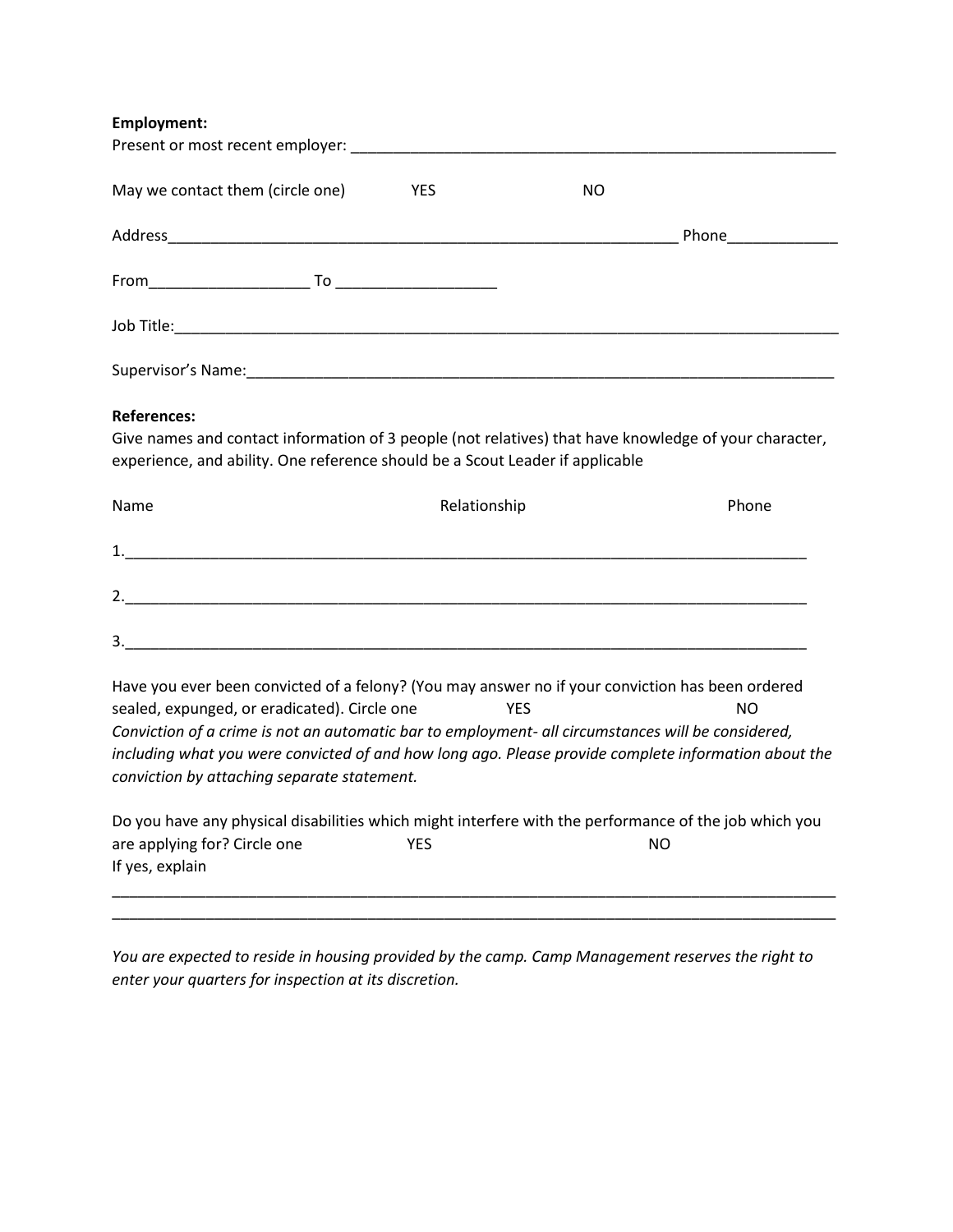**Employment:**

Present or most recent employer: ____________________________________________________________

May we contact them (circle one)     YES     NO

Address______________________________________________________________ Phone_____________

From__________________ To __________________

Job Title:________________________________________________________________________________

Supervisor's Name:_______________________________________________________________________

**References:**

Give names and contact information of 3 people (not relatives) that have knowledge of your character, experience, and ability. One reference should be a Scout Leader if applicable

| Name | Relationship | Phone |
|---|---|---|
| 1. | | |
| 2. | | |
| 3. | | |

Have you ever been convicted of a felony? (You may answer no if your conviction has been ordered sealed, expunged, or eradicated). Circle one     YES     NO

*Conviction of a crime is not an automatic bar to employment- all circumstances will be considered, including what you were convicted of and how long ago. Please provide complete information about the conviction by attaching separate statement.*

Do you have any physical disabilities which might interfere with the performance of the job which you are applying for? Circle one     YES     NO

If yes, explain

__________________________________________________________________________________________

__________________________________________________________________________________________

*You are expected to reside in housing provided by the camp. Camp Management reserves the right to enter your quarters for inspection at its discretion.*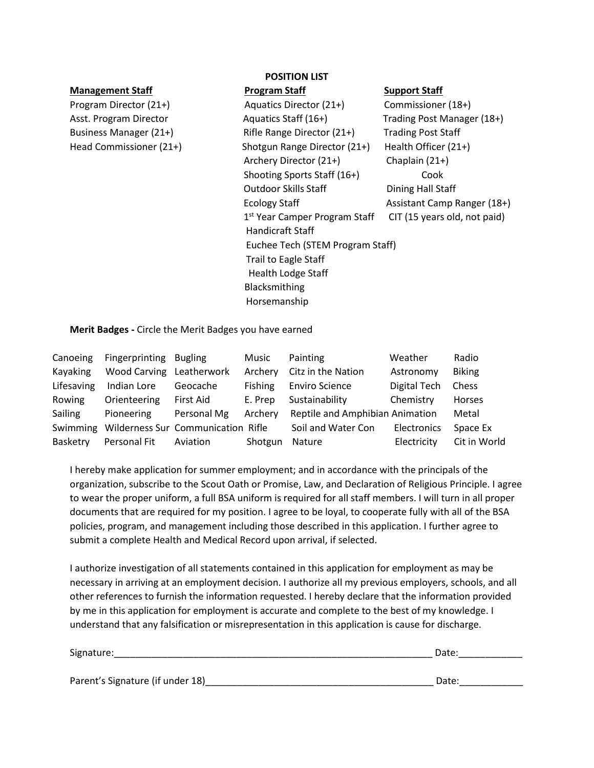## POSITION LIST

| Management Staff | Program Staff | Support Staff |
|---|---|---|
| Program Director (21+) | Aquatics Director (21+) | Commissioner (18+) |
| Asst. Program Director | Aquatics Staff (16+) | Trading Post Manager (18+) |
| Business Manager (21+) | Rifle Range Director (21+) | Trading Post Staff |
| Head Commissioner (21+) | Shotgun Range Director (21+) | Health Officer (21+) |
| | Archery Director (21+) | Chaplain (21+) |
| | Shooting Sports Staff (16+) | Cook |
| | Outdoor Skills Staff | Dining Hall Staff |
| | Ecology Staff | Assistant Camp Ranger (18+) |
| | 1st Year Camper Program Staff | CIT (15 years old, not paid) |
| | Handicraft Staff | |
| | Euchee Tech (STEM Program Staff) | |
| | Trail to Eagle Staff | |
| | Health Lodge Staff | |
| | Blacksmithing | |
| | Horsemanship | |

**Merit Badges -** Circle the Merit Badges you have earned

| | | | | | | |
|---|---|---|---|---|---|---|
| Canoeing | Fingerprinting | Bugling | Music | Painting | Weather | Radio |
| Kayaking | Wood Carving | Leatherwork | Archery | Citz in the Nation | Astronomy | Biking |
| Lifesaving | Indian Lore | Geocache | Fishing | Enviro Science | Digital Tech | Chess |
| Rowing | Orienteering | First Aid | E. Prep | Sustainability | Chemistry | Horses |
| Sailing | Pioneering | Personal Mg | Archery | Reptile and Amphibian | Animation | Metal |
| Swimming | Wilderness Sur | Communication | Rifle | Soil and Water Con | Electronics | Space Ex |
| Basketry | Personal Fit | Aviation | Shotgun | Nature | Electricity | Cit in World |

I hereby make application for summer employment; and in accordance with the principals of the organization, subscribe to the Scout Oath or Promise, Law, and Declaration of Religious Principle. I agree to wear the proper uniform, a full BSA uniform is required for all staff members. I will turn in all proper documents that are required for my position. I agree to be loyal, to cooperate fully with all of the BSA policies, program, and management including those described in this application. I further agree to submit a complete Health and Medical Record upon arrival, if selected.

I authorize investigation of all statements contained in this application for employment as may be necessary in arriving at an employment decision. I authorize all my previous employers, schools, and all other references to furnish the information requested. I hereby declare that the information provided by me in this application for employment is accurate and complete to the best of my knowledge. I understand that any falsification or misrepresentation in this application is cause for discharge.

Signature:_______________________________________________________________ Date:____________

Parent's Signature (if under 18)____________________________________________ Date:____________